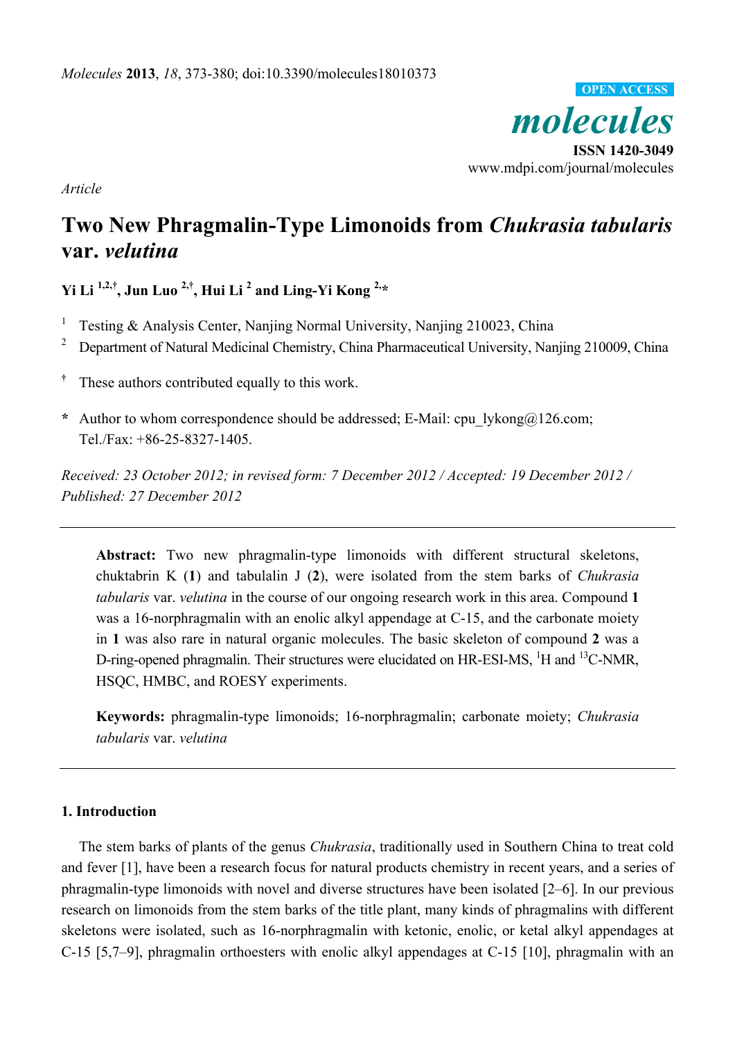*Molecules* **2013**, *18*, 373-380; doi:10.3390/molecules18010373

OPEN ACCESS

***molecules***

**ISSN 1420-3049**

www.mdpi.com/journal/molecules

*Article*

# Two New Phragmalin-Type Limonoids from *Chukrasia tabularis* var. *velutina*

**Yi Li [1,2,†], Jun Luo [2,†], Hui Li [2] and Ling-Yi Kong [2,*]**

[1] Testing & Analysis Center, Nanjing Normal University, Nanjing 210023, China

[2] Department of Natural Medicinal Chemistry, China Pharmaceutical University, Nanjing 210009, China

[†] These authors contributed equally to this work.

\* Author to whom correspondence should be addressed; E-Mail: cpu_lykong@126.com; Tel./Fax: +86-25-8327-1405.

*Received: 23 October 2012; in revised form: 7 December 2012 / Accepted: 19 December 2012 / Published: 27 December 2012*

---

**Abstract:** Two new phragmalin-type limonoids with different structural skeletons, chuktabrin K (**1**) and tabulalin J (**2**), were isolated from the stem barks of *Chukrasia tabularis* var. *velutina* in the course of our ongoing research work in this area. Compound **1** was a 16-norphragmalin with an enolic alkyl appendage at C-15, and the carbonate moiety in **1** was also rare in natural organic molecules. The basic skeleton of compound **2** was a D-ring-opened phragmalin. Their structures were elucidated on HR-ESI-MS, $^{1}$H and $^{13}$C-NMR, HSQC, HMBC, and ROESY experiments.

**Keywords:** phragmalin-type limonoids; 16-norphragmalin; carbonate moiety; *Chukrasia tabularis* var. *velutina*

---

## 1. Introduction

The stem barks of plants of the genus *Chukrasia*, traditionally used in Southern China to treat cold and fever [1], have been a research focus for natural products chemistry in recent years, and a series of phragmalin-type limonoids with novel and diverse structures have been isolated [2–6]. In our previous research on limonoids from the stem barks of the title plant, many kinds of phragmalins with different skeletons were isolated, such as 16-norphragmalin with ketonic, enolic, or ketal alkyl appendages at C-15 [5,7–9], phragmalin orthoesters with enolic alkyl appendages at C-15 [10], phragmalin with an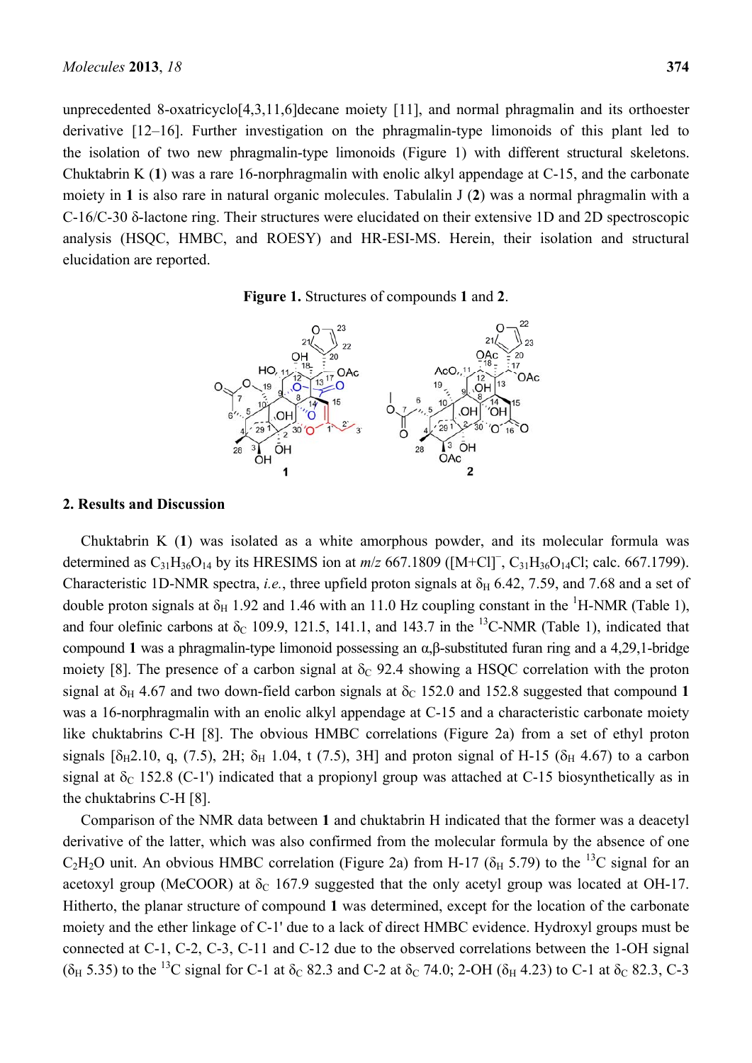unprecedented 8-oxatricyclo[4,3,11,6]decane moiety [11], and normal phragmalin and its orthoester derivative [12–16]. Further investigation on the phragmalin-type limonoids of this plant led to the isolation of two new phragmalin-type limonoids (Figure 1) with different structural skeletons. Chuktabrin K (**1**) was a rare 16-norphragmalin with enolic alkyl appendage at C-15, and the carbonate moiety in **1** is also rare in natural organic molecules. Tabulalin J (**2**) was a normal phragmalin with a C-16/C-30 δ-lactone ring. Their structures were elucidated on their extensive 1D and 2D spectroscopic analysis (HSQC, HMBC, and ROESY) and HR-ESI-MS. Herein, their isolation and structural elucidation are reported.

**Figure 1.** Structures of compounds **1** and **2**.

## 2. Results and Discussion

Chuktabrin K (**1**) was isolated as a white amorphous powder, and its molecular formula was determined as $C_{31}H_{36}O_{14}$ by its HRESIMS ion at *m/z* 667.1809 ($[M+Cl]^-$, $C_{31}H_{36}O_{14}Cl$; calc. 667.1799). Characteristic 1D-NMR spectra, *i.e.*, three upfield proton signals at $\delta_H$ 6.42, 7.59, and 7.68 and a set of double proton signals at $\delta_H$ 1.92 and 1.46 with an 11.0 Hz coupling constant in the $^1$H-NMR (Table 1), and four olefinic carbons at $\delta_C$ 109.9, 121.5, 141.1, and 143.7 in the $^{13}$C-NMR (Table 1), indicated that compound **1** was a phragmalin-type limonoid possessing an α,β-substituted furan ring and a 4,29,1-bridge moiety [8]. The presence of a carbon signal at $\delta_C$ 92.4 showing a HSQC correlation with the proton signal at $\delta_H$ 4.67 and two down-field carbon signals at $\delta_C$ 152.0 and 152.8 suggested that compound **1** was a 16-norphragmalin with an enolic alkyl appendage at C-15 and a characteristic carbonate moiety like chuktabrins C-H [8]. The obvious HMBC correlations (Figure 2a) from a set of ethyl proton signals [$\delta_H$2.10, q, (7.5), 2H; $\delta_H$ 1.04, t (7.5), 3H] and proton signal of H-15 ($\delta_H$ 4.67) to a carbon signal at $\delta_C$ 152.8 (C-1') indicated that a propionyl group was attached at C-15 biosynthetically as in the chuktabrins C-H [8].

Comparison of the NMR data between **1** and chuktabrin H indicated that the former was a deacetyl derivative of the latter, which was also confirmed from the molecular formula by the absence of one $C_2H_2O$ unit. An obvious HMBC correlation (Figure 2a) from H-17 ($\delta_H$ 5.79) to the $^{13}$C signal for an acetoxyl group (MeCOOR) at $\delta_C$ 167.9 suggested that the only acetyl group was located at OH-17. Hitherto, the planar structure of compound **1** was determined, except for the location of the carbonate moiety and the ether linkage of C-1' due to a lack of direct HMBC evidence. Hydroxyl groups must be connected at C-1, C-2, C-3, C-11 and C-12 due to the observed correlations between the 1-OH signal ($\delta_H$ 5.35) to the $^{13}$C signal for C-1 at $\delta_C$ 82.3 and C-2 at $\delta_C$ 74.0; 2-OH ($\delta_H$ 4.23) to C-1 at $\delta_C$ 82.3, C-3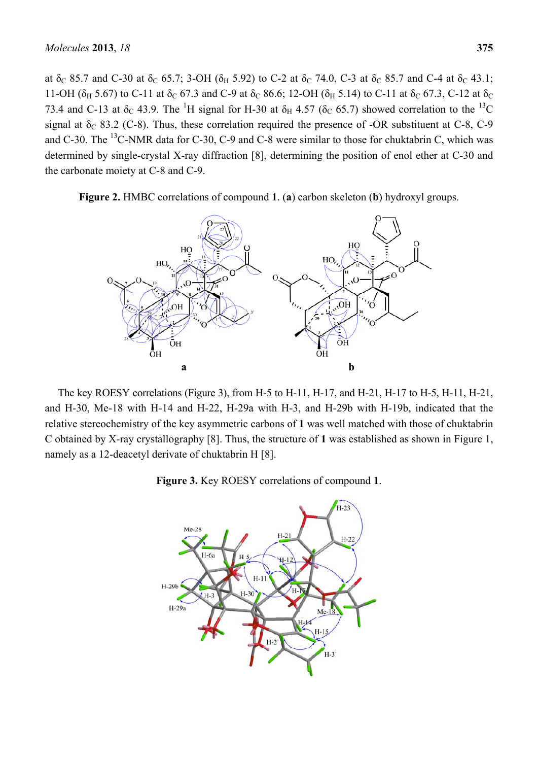at $\delta_C$ 85.7 and C-30 at $\delta_C$ 65.7; 3-OH ($\delta_H$ 5.92) to C-2 at $\delta_C$ 74.0, C-3 at $\delta_C$ 85.7 and C-4 at $\delta_C$ 43.1; 11-OH ($\delta_H$ 5.67) to C-11 at $\delta_C$ 67.3 and C-9 at $\delta_C$ 86.6; 12-OH ($\delta_H$ 5.14) to C-11 at $\delta_C$ 67.3, C-12 at $\delta_C$ 73.4 and C-13 at $\delta_C$ 43.9. The $^1$H signal for H-30 at $\delta_H$ 4.57 ($\delta_C$ 65.7) showed correlation to the $^{13}$C signal at $\delta_C$ 83.2 (C-8). Thus, these correlation required the presence of -OR substituent at C-8, C-9 and C-30. The $^{13}$C-NMR data for C-30, C-9 and C-8 were similar to those for chuktabrin C, which was determined by single-crystal X-ray diffraction [8], determining the position of enol ether at C-30 and the carbonate moiety at C-8 and C-9.

**Figure 2.** HMBC correlations of compound **1**. (**a**) carbon skeleton (**b**) hydroxyl groups.

The key ROESY correlations (Figure 3), from H-5 to H-11, H-17, and H-21, H-17 to H-5, H-11, H-21, and H-30, Me-18 with H-14 and H-22, H-29a with H-3, and H-29b with H-19b, indicated that the relative stereochemistry of the key asymmetric carbons of **1** was well matched with those of chuktabrin C obtained by X-ray crystallography [8]. Thus, the structure of **1** was established as shown in Figure 1, namely as a 12-deacetyl derivate of chuktabrin H [8].

**Figure 3.** Key ROESY correlations of compound **1**.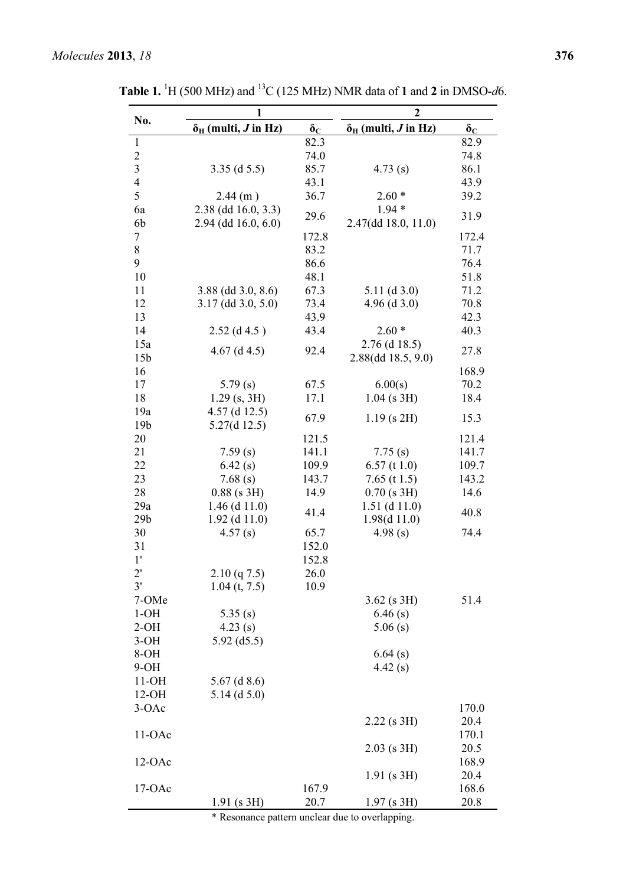**Table 1.** $^{1}H$ (500 MHz) and $^{13}C$ (125 MHz) NMR data of **1** and **2** in DMSO-*d*6.

| No. | **1** | | **2** | |
|---|---|---|---|---|
| | $\delta_H$ (multi, *J* in Hz) | $\delta_C$ | $\delta_H$ (multi, *J* in Hz) | $\delta_C$ |
| 1 | | 82.3 | | 82.9 |
| 2 | | 74.0 | | 74.8 |
| 3 | 3.35 (d 5.5) | 85.7 | 4.73 (s) | 86.1 |
| 4 | | 43.1 | | 43.9 |
| 5 | 2.44 (m ) | 36.7 | 2.60 * | 39.2 |
| 6a | 2.38 (dd 16.0, 3.3) | 29.6 | 1.94 * | 31.9 |
| 6b | 2.94 (dd 16.0, 6.0) | | 2.47(dd 18.0, 11.0) | |
| 7 | | 172.8 | | 172.4 |
| 8 | | 83.2 | | 71.7 |
| 9 | | 86.6 | | 76.4 |
| 10 | | 48.1 | | 51.8 |
| 11 | 3.88 (dd 3.0, 8.6) | 67.3 | 5.11 (d 3.0) | 71.2 |
| 12 | 3.17 (dd 3.0, 5.0) | 73.4 | 4.96 (d 3.0) | 70.8 |
| 13 | | 43.9 | | 42.3 |
| 14 | 2.52 (d 4.5 ) | 43.4 | 2.60 * | 40.3 |
| 15a | 4.67 (d 4.5) | 92.4 | 2.76 (d 18.5) | 27.8 |
| 15b | | | 2.88(dd 18.5, 9.0) | |
| 16 | | | | 168.9 |
| 17 | 5.79 (s) | 67.5 | 6.00(s) | 70.2 |
| 18 | 1.29 (s, 3H) | 17.1 | 1.04 (s 3H) | 18.4 |
| 19a | 4.57 (d 12.5) | 67.9 | 1.19 (s 2H) | 15.3 |
| 19b | 5.27(d 12.5) | | | |
| 20 | | 121.5 | | 121.4 |
| 21 | 7.59 (s) | 141.1 | 7.75 (s) | 141.7 |
| 22 | 6.42 (s) | 109.9 | 6.57 (t 1.0) | 109.7 |
| 23 | 7.68 (s) | 143.7 | 7.65 (t 1.5) | 143.2 |
| 28 | 0.88 (s 3H) | 14.9 | 0.70 (s 3H) | 14.6 |
| 29a | 1.46 (d 11.0) | 41.4 | 1.51 (d 11.0) | 40.8 |
| 29b | 1.92 (d 11.0) | | 1.98(d 11.0) | |
| 30 | 4.57 (s) | 65.7 | 4.98 (s) | 74.4 |
| 31 | | 152.0 | | |
| 1' | | 152.8 | | |
| 2' | 2.10 (q 7.5) | 26.0 | | |
| 3' | 1.04 (t, 7.5) | 10.9 | | |
| 7-OMe | | | 3.62 (s 3H) | 51.4 |
| 1-OH | 5.35 (s) | | 6.46 (s) | |
| 2-OH | 4.23 (s) | | 5.06 (s) | |
| 3-OH | 5.92 (d5.5) | | | |
| 8-OH | | | 6.64 (s) | |
| 9-OH | | | 4.42 (s) | |
| 11-OH | 5.67 (d 8.6) | | | |
| 12-OH | 5.14 (d 5.0) | | | |
| 3-OAc | | | | 170.0 |
| | | | 2.22 (s 3H) | 20.4 |
| 11-OAc | | | | 170.1 |
| | | | 2.03 (s 3H) | 20.5 |
| 12-OAc | | | | 168.9 |
| | | | 1.91 (s 3H) | 20.4 |
| 17-OAc | | 167.9 | | 168.6 |
| | 1.91 (s 3H) | 20.7 | 1.97 (s 3H) | 20.8 |

* Resonance pattern unclear due to overlapping.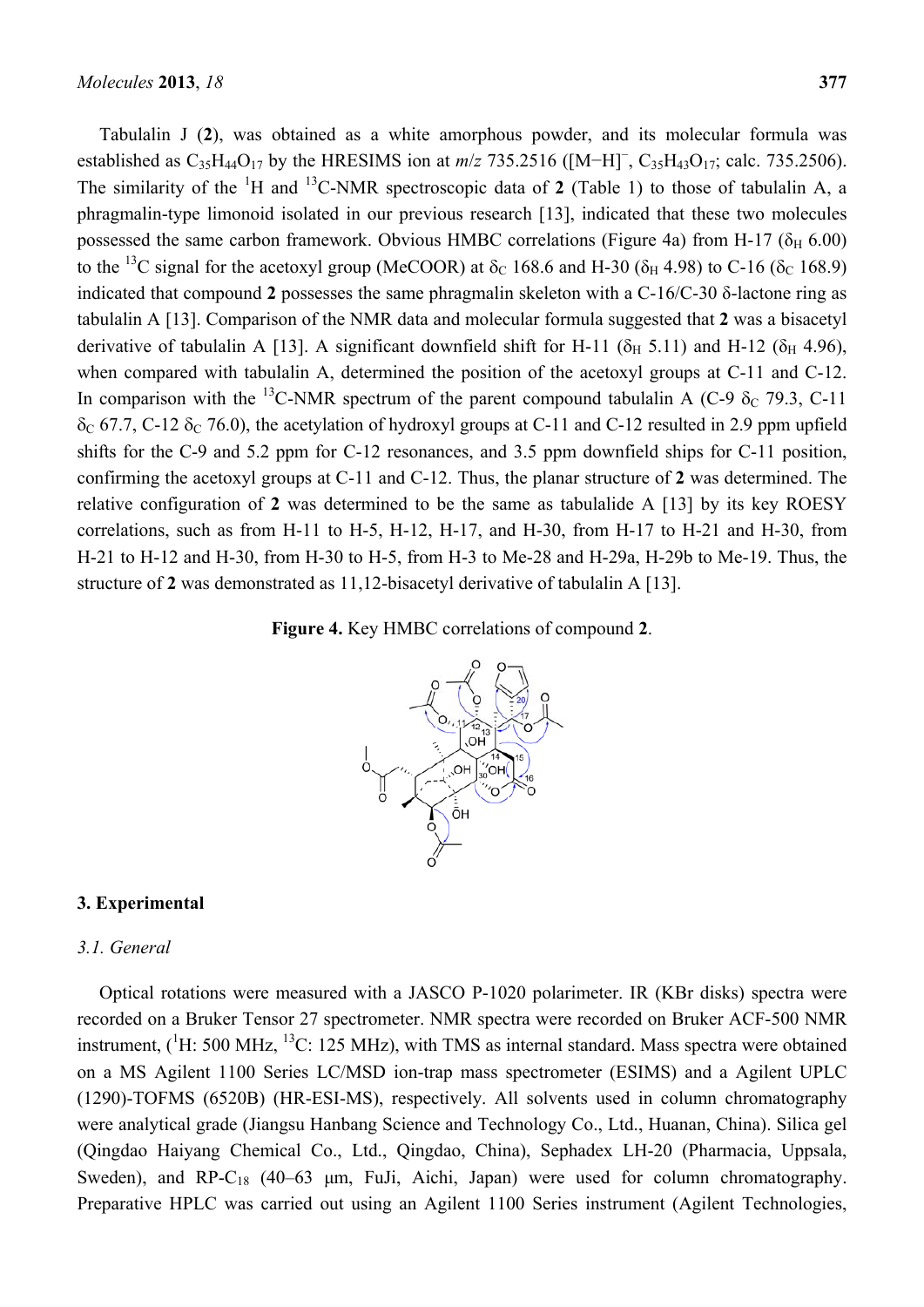Tabulalin J (**2**), was obtained as a white amorphous powder, and its molecular formula was established as $C_{35}H_{44}O_{17}$ by the HRESIMS ion at $m/z$ 735.2516 ($[M-H]^-$, $C_{35}H_{43}O_{17}$; calc. 735.2506). The similarity of the $^1$H and $^{13}$C-NMR spectroscopic data of **2** (Table 1) to those of tabulalin A, a phragmalin-type limonoid isolated in our previous research [13], indicated that these two molecules possessed the same carbon framework. Obvious HMBC correlations (Figure 4a) from H-17 ($\delta_H$ 6.00) to the $^{13}$C signal for the acetoxyl group (MeCOOR) at $\delta_C$ 168.6 and H-30 ($\delta_H$ 4.98) to C-16 ($\delta_C$ 168.9) indicated that compound **2** possesses the same phragmalin skeleton with a C-16/C-30 δ-lactone ring as tabulalin A [13]. Comparison of the NMR data and molecular formula suggested that **2** was a bisacetyl derivative of tabulalin A [13]. A significant downfield shift for H-11 ($\delta_H$ 5.11) and H-12 ($\delta_H$ 4.96), when compared with tabulalin A, determined the position of the acetoxyl groups at C-11 and C-12. In comparison with the $^{13}$C-NMR spectrum of the parent compound tabulalin A (C-9 $\delta_C$ 79.3, C-11 $\delta_C$ 67.7, C-12 $\delta_C$ 76.0), the acetylation of hydroxyl groups at C-11 and C-12 resulted in 2.9 ppm upfield shifts for the C-9 and 5.2 ppm for C-12 resonances, and 3.5 ppm downfield ships for C-11 position, confirming the acetoxyl groups at C-11 and C-12. Thus, the planar structure of **2** was determined. The relative configuration of **2** was determined to be the same as tabulalide A [13] by its key ROESY correlations, such as from H-11 to H-5, H-12, H-17, and H-30, from H-17 to H-21 and H-30, from H-21 to H-12 and H-30, from H-30 to H-5, from H-3 to Me-28 and H-29a, H-29b to Me-19. Thus, the structure of **2** was demonstrated as 11,12-bisacetyl derivative of tabulalin A [13].

**Figure 4.** Key HMBC correlations of compound **2**.

## 3. Experimental

### 3.1. General

Optical rotations were measured with a JASCO P-1020 polarimeter. IR (KBr disks) spectra were recorded on a Bruker Tensor 27 spectrometer. NMR spectra were recorded on Bruker ACF-500 NMR instrument, ($^1$H: 500 MHz, $^{13}$C: 125 MHz), with TMS as internal standard. Mass spectra were obtained on a MS Agilent 1100 Series LC/MSD ion-trap mass spectrometer (ESIMS) and a Agilent UPLC (1290)-TOFMS (6520B) (HR-ESI-MS), respectively. All solvents used in column chromatography were analytical grade (Jiangsu Hanbang Science and Technology Co., Ltd., Huanan, China). Silica gel (Qingdao Haiyang Chemical Co., Ltd., Qingdao, China), Sephadex LH-20 (Pharmacia, Uppsala, Sweden), and RP-$C_{18}$ (40–63 μm, FuJi, Aichi, Japan) were used for column chromatography. Preparative HPLC was carried out using an Agilent 1100 Series instrument (Agilent Technologies,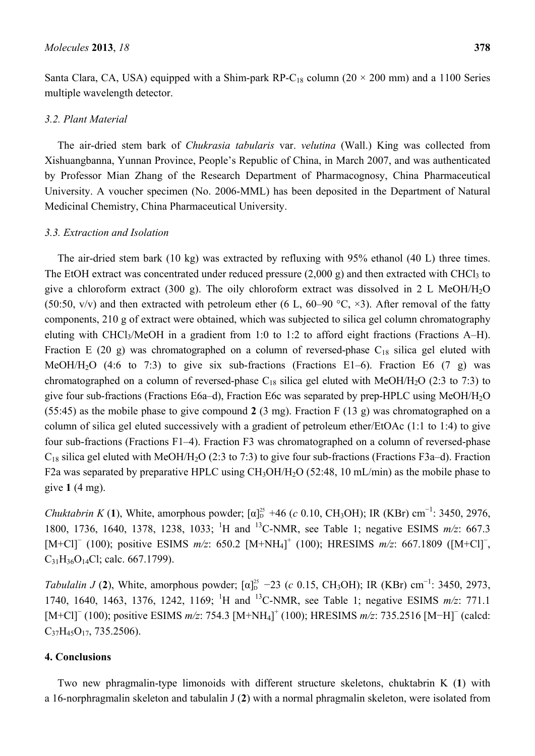Santa Clara, CA, USA) equipped with a Shim-park RP-$C_{18}$ column (20 × 200 mm) and a 1100 Series multiple wavelength detector.

### 3.2. Plant Material

The air-dried stem bark of *Chukrasia tabularis* var. *velutina* (Wall.) King was collected from Xishuangbanna, Yunnan Province, People's Republic of China, in March 2007, and was authenticated by Professor Mian Zhang of the Research Department of Pharmacognosy, China Pharmaceutical University. A voucher specimen (No. 2006-MML) has been deposited in the Department of Natural Medicinal Chemistry, China Pharmaceutical University.

### 3.3. Extraction and Isolation

The air-dried stem bark (10 kg) was extracted by refluxing with 95% ethanol (40 L) three times. The EtOH extract was concentrated under reduced pressure (2,000 g) and then extracted with $CHCl_3$ to give a chloroform extract (300 g). The oily chloroform extract was dissolved in 2 L MeOH/$H_2O$ (50:50, v/v) and then extracted with petroleum ether (6 L, 60–90 °C, ×3). After removal of the fatty components, 210 g of extract were obtained, which was subjected to silica gel column chromatography eluting with $CHCl_3$/MeOH in a gradient from 1:0 to 1:2 to afford eight fractions (Fractions A–H). Fraction E (20 g) was chromatographed on a column of reversed-phase $C_{18}$ silica gel eluted with MeOH/$H_2O$ (4:6 to 7:3) to give six sub-fractions (Fractions E1–6). Fraction E6 (7 g) was chromatographed on a column of reversed-phase $C_{18}$ silica gel eluted with MeOH/$H_2O$ (2:3 to 7:3) to give four sub-fractions (Fractions E6a–d), Fraction E6c was separated by prep-HPLC using MeOH/$H_2O$ (55:45) as the mobile phase to give compound **2** (3 mg). Fraction F (13 g) was chromatographed on a column of silica gel eluted successively with a gradient of petroleum ether/EtOAc (1:1 to 1:4) to give four sub-fractions (Fractions F1–4). Fraction F3 was chromatographed on a column of reversed-phase $C_{18}$ silica gel eluted with MeOH/$H_2O$ (2:3 to 7:3) to give four sub-fractions (Fractions F3a–d). Fraction F2a was separated by preparative HPLC using $CH_3OH$/$H_2O$ (52:48, 10 mL/min) as the mobile phase to give **1** (4 mg).

*Chuktabrin K* (**1**), White, amorphous powder; $[\alpha]_D^{25}$ +46 (*c* 0.10, $CH_3OH$); IR (KBr) $cm^{-1}$: 3450, 2976, 1800, 1736, 1640, 1378, 1238, 1033; $^1H$ and $^{13}C$-NMR, see Table 1; negative ESIMS *m/z*: 667.3 $[M+Cl]^-$ (100); positive ESIMS *m/z*: 650.2 $[M+NH_4]^+$ (100); HRESIMS *m/z*: 667.1809 ($[M+Cl]^-$, $C_{31}H_{36}O_{14}Cl$; calc. 667.1799).

*Tabulalin J* (**2**), White, amorphous powder; $[\alpha]_D^{25}$ −23 (*c* 0.15, $CH_3OH$); IR (KBr) $cm^{-1}$: 3450, 2973, 1740, 1640, 1463, 1376, 1242, 1169; $^1H$ and $^{13}C$-NMR, see Table 1; negative ESIMS *m/z*: 771.1 $[M+Cl]^-$ (100); positive ESIMS *m/z*: 754.3 $[M+NH_4]^+$ (100); HRESIMS *m/z*: 735.2516 $[M-H]^-$ (calcd: $C_{37}H_{45}O_{17}$, 735.2506).

## 4. Conclusions

Two new phragmalin-type limonoids with different structure skeletons, chuktabrin K (**1**) with a 16-norphragmalin skeleton and tabulalin J (**2**) with a normal phragmalin skeleton, were isolated from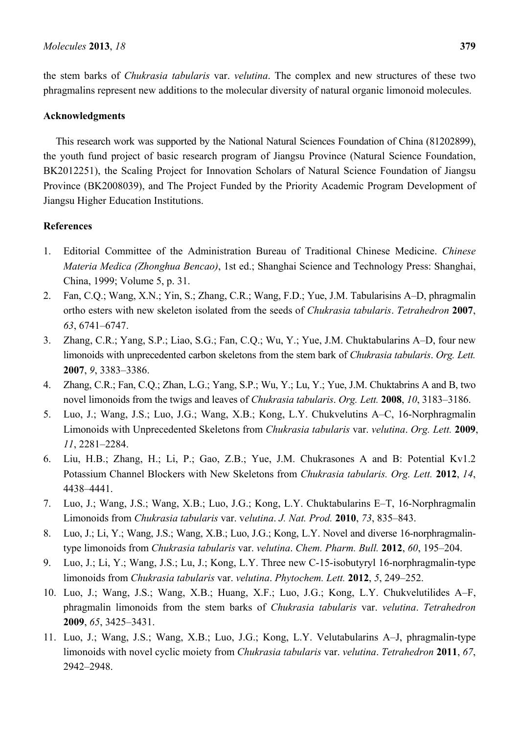the stem barks of *Chukrasia tabularis* var. *velutina*. The complex and new structures of these two phragmalins represent new additions to the molecular diversity of natural organic limonoid molecules.

## Acknowledgments

This research work was supported by the National Natural Sciences Foundation of China (81202899), the youth fund project of basic research program of Jiangsu Province (Natural Science Foundation, BK2012251), the Scaling Project for Innovation Scholars of Natural Science Foundation of Jiangsu Province (BK2008039), and The Project Funded by the Priority Academic Program Development of Jiangsu Higher Education Institutions.

## References

1. Editorial Committee of the Administration Bureau of Traditional Chinese Medicine. *Chinese Materia Medica (Zhonghua Bencao)*, 1st ed.; Shanghai Science and Technology Press: Shanghai, China, 1999; Volume 5, p. 31.
2. Fan, C.Q.; Wang, X.N.; Yin, S.; Zhang, C.R.; Wang, F.D.; Yue, J.M. Tabularisins A–D, phragmalin ortho esters with new skeleton isolated from the seeds of *Chukrasia tabularis*. *Tetrahedron* **2007**, *63*, 6741–6747.
3. Zhang, C.R.; Yang, S.P.; Liao, S.G.; Fan, C.Q.; Wu, Y.; Yue, J.M. Chuktabularins A–D, four new limonoids with unprecedented carbon skeletons from the stem bark of *Chukrasia tabularis*. *Org. Lett.* **2007**, *9*, 3383–3386.
4. Zhang, C.R.; Fan, C.Q.; Zhan, L.G.; Yang, S.P.; Wu, Y.; Lu, Y.; Yue, J.M. Chuktabrins A and B, two novel limonoids from the twigs and leaves of *Chukrasia tabularis*. *Org. Lett.* **2008**, *10*, 3183–3186.
5. Luo, J.; Wang, J.S.; Luo, J.G.; Wang, X.B.; Kong, L.Y. Chukvelutins A–C, 16-Norphragmalin Limonoids with Unprecedented Skeletons from *Chukrasia tabularis* var. *velutina*. *Org. Lett.* **2009**, *11*, 2281–2284.
6. Liu, H.B.; Zhang, H.; Li, P.; Gao, Z.B.; Yue, J.M. Chukrasones A and B: Potential Kv1.2 Potassium Channel Blockers with New Skeletons from *Chukrasia tabularis. Org. Lett.* **2012**, *14*, 4438–4441.
7. Luo, J.; Wang, J.S.; Wang, X.B.; Luo, J.G.; Kong, L.Y. Chuktabularins E–T, 16-Norphragmalin Limonoids from *Chukrasia tabularis* var. v*elutina*. *J. Nat. Prod.* **2010**, *73*, 835–843.
8. Luo, J.; Li, Y.; Wang, J.S.; Wang, X.B.; Luo, J.G.; Kong, L.Y. Novel and diverse 16-norphragmalin-type limonoids from *Chukrasia tabularis* var. *velutina*. *Chem. Pharm. Bull.* **2012**, *60*, 195–204.
9. Luo, J.; Li, Y.; Wang, J.S.; Lu, J.; Kong, L.Y. Three new C-15-isobutyryl 16-norphragmalin-type limonoids from *Chukrasia tabularis* var. *velutina*. *Phytochem. Lett.* **2012**, *5*, 249–252.
10. Luo, J.; Wang, J.S.; Wang, X.B.; Huang, X.F.; Luo, J.G.; Kong, L.Y. Chukvelutilides A–F, phragmalin limonoids from the stem barks of *Chukrasia tabularis* var. *velutina*. *Tetrahedron* **2009**, *65*, 3425–3431.
11. Luo, J.; Wang, J.S.; Wang, X.B.; Luo, J.G.; Kong, L.Y. Velutabularins A–J, phragmalin-type limonoids with novel cyclic moiety from *Chukrasia tabularis* var. *velutina*. *Tetrahedron* **2011**, *67*, 2942–2948.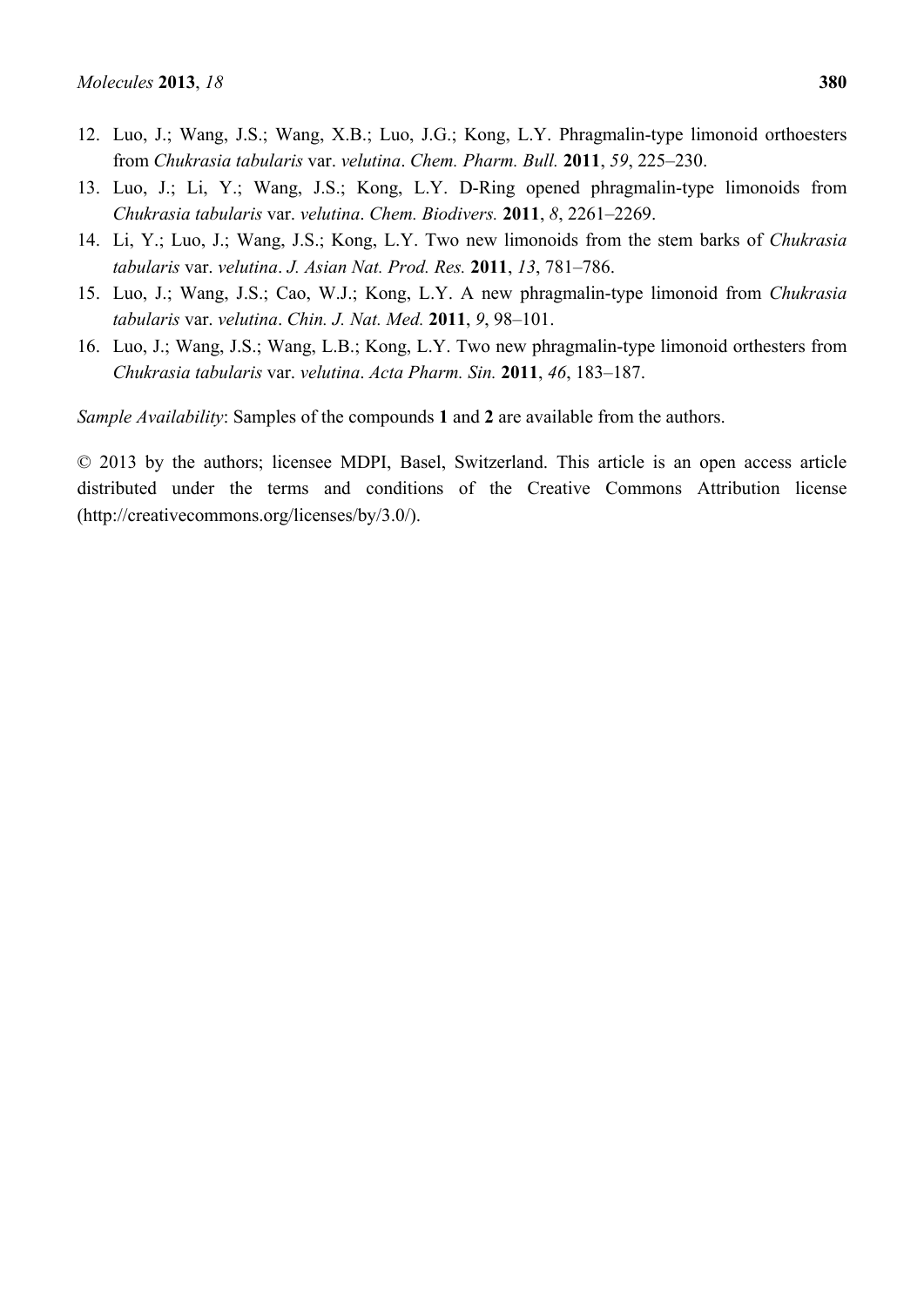12. Luo, J.; Wang, J.S.; Wang, X.B.; Luo, J.G.; Kong, L.Y. Phragmalin-type limonoid orthoesters from *Chukrasia tabularis* var. *velutina*. *Chem. Pharm. Bull.* **2011**, *59*, 225–230.
13. Luo, J.; Li, Y.; Wang, J.S.; Kong, L.Y. D-Ring opened phragmalin-type limonoids from *Chukrasia tabularis* var. *velutina*. *Chem. Biodivers.* **2011**, *8*, 2261–2269.
14. Li, Y.; Luo, J.; Wang, J.S.; Kong, L.Y. Two new limonoids from the stem barks of *Chukrasia tabularis* var. *velutina*. *J. Asian Nat. Prod. Res.* **2011**, *13*, 781–786.
15. Luo, J.; Wang, J.S.; Cao, W.J.; Kong, L.Y. A new phragmalin-type limonoid from *Chukrasia tabularis* var. *velutina*. *Chin. J. Nat. Med.* **2011**, *9*, 98–101.
16. Luo, J.; Wang, J.S.; Wang, L.B.; Kong, L.Y. Two new phragmalin-type limonoid orthesters from *Chukrasia tabularis* var. *velutina*. *Acta Pharm. Sin.* **2011**, *46*, 183–187.

*Sample Availability*: Samples of the compounds **1** and **2** are available from the authors.

© 2013 by the authors; licensee MDPI, Basel, Switzerland. This article is an open access article distributed under the terms and conditions of the Creative Commons Attribution license (http://creativecommons.org/licenses/by/3.0/).